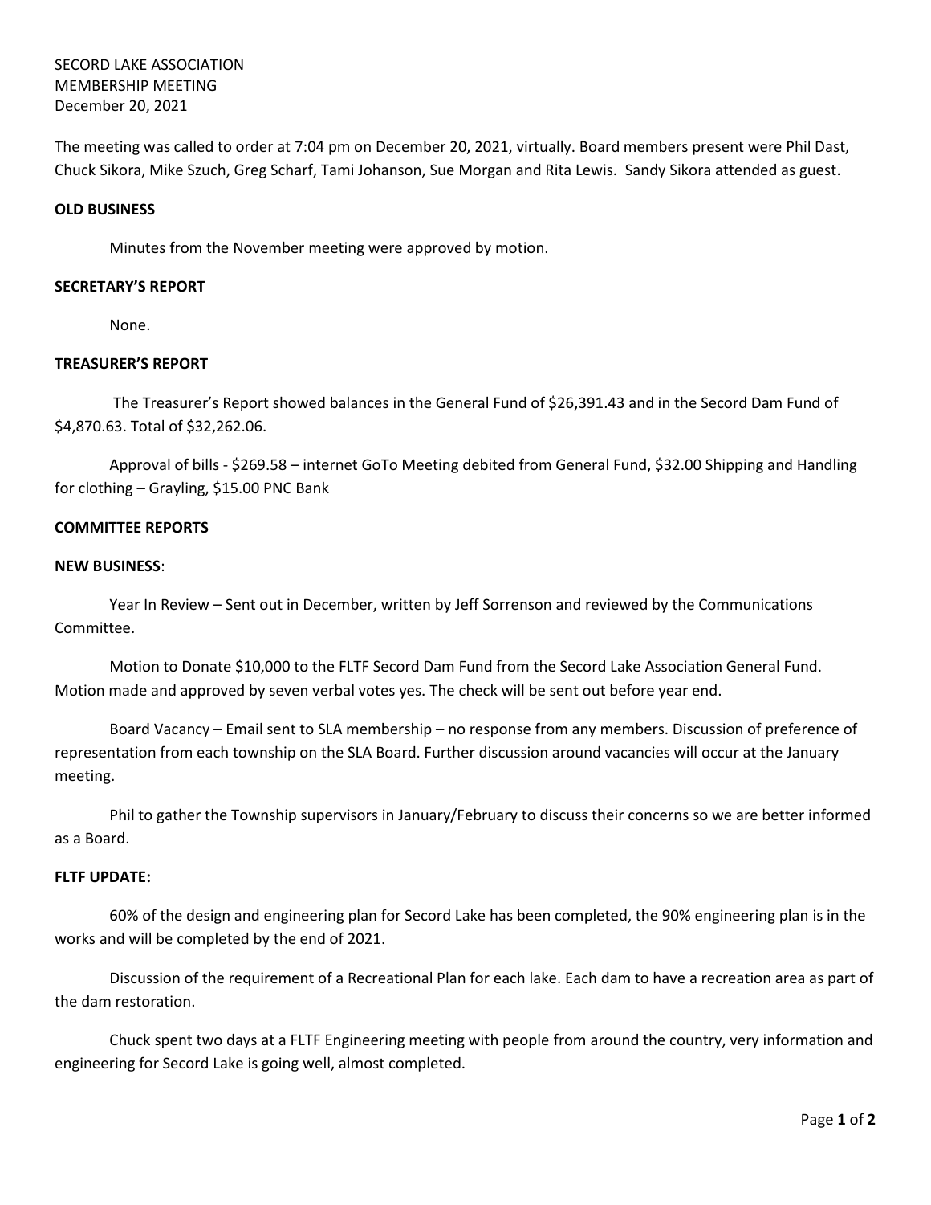SECORD LAKE ASSOCIATION
MEMBERSHIP MEETING
December 20, 2021

The meeting was called to order at 7:04 pm on December 20, 2021, virtually. Board members present were Phil Dast, Chuck Sikora, Mike Szuch, Greg Scharf, Tami Johanson, Sue Morgan and Rita Lewis. Sandy Sikora attended as guest.

**OLD BUSINESS**

Minutes from the November meeting were approved by motion.

**SECRETARY'S REPORT**

None.

**TREASURER'S REPORT**

The Treasurer's Report showed balances in the General Fund of $26,391.43 and in the Secord Dam Fund of $4,870.63. Total of $32,262.06.

Approval of bills - $269.58 – internet GoTo Meeting debited from General Fund, $32.00 Shipping and Handling for clothing – Grayling, $15.00 PNC Bank

**COMMITTEE REPORTS**

**NEW BUSINESS**:

Year In Review – Sent out in December, written by Jeff Sorrenson and reviewed by the Communications Committee.

Motion to Donate $10,000 to the FLTF Secord Dam Fund from the Secord Lake Association General Fund. Motion made and approved by seven verbal votes yes. The check will be sent out before year end.

Board Vacancy – Email sent to SLA membership – no response from any members. Discussion of preference of representation from each township on the SLA Board. Further discussion around vacancies will occur at the January meeting.

Phil to gather the Township supervisors in January/February to discuss their concerns so we are better informed as a Board.

**FLTF UPDATE:**

60% of the design and engineering plan for Secord Lake has been completed, the 90% engineering plan is in the works and will be completed by the end of 2021.

Discussion of the requirement of a Recreational Plan for each lake. Each dam to have a recreation area as part of the dam restoration.

Chuck spent two days at a FLTF Engineering meeting with people from around the country, very information and engineering for Secord Lake is going well, almost completed.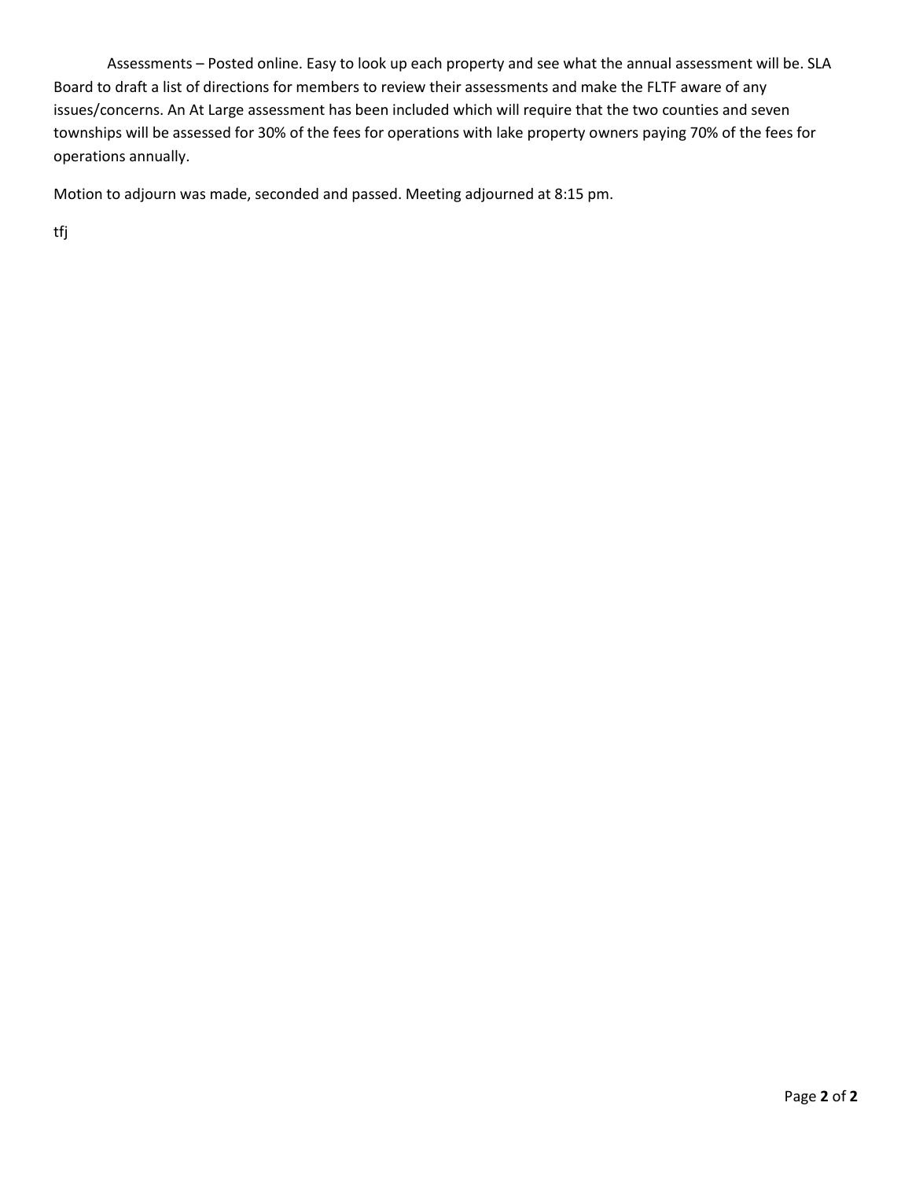Assessments – Posted online. Easy to look up each property and see what the annual assessment will be. SLA Board to draft a list of directions for members to review their assessments and make the FLTF aware of any issues/concerns. An At Large assessment has been included which will require that the two counties and seven townships will be assessed for 30% of the fees for operations with lake property owners paying 70% of the fees for operations annually.

Motion to adjourn was made, seconded and passed. Meeting adjourned at 8:15 pm.

tfj